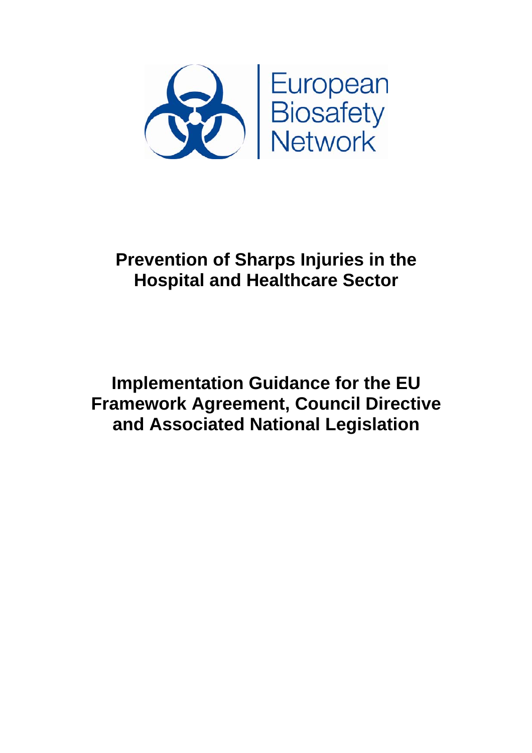European Biosafety Network

# Prevention of Sharps Injuries in the Hospital and Healthcare Sector

# Implementation Guidance for the EU Framework Agreement, Council Directive and Associated National Legislation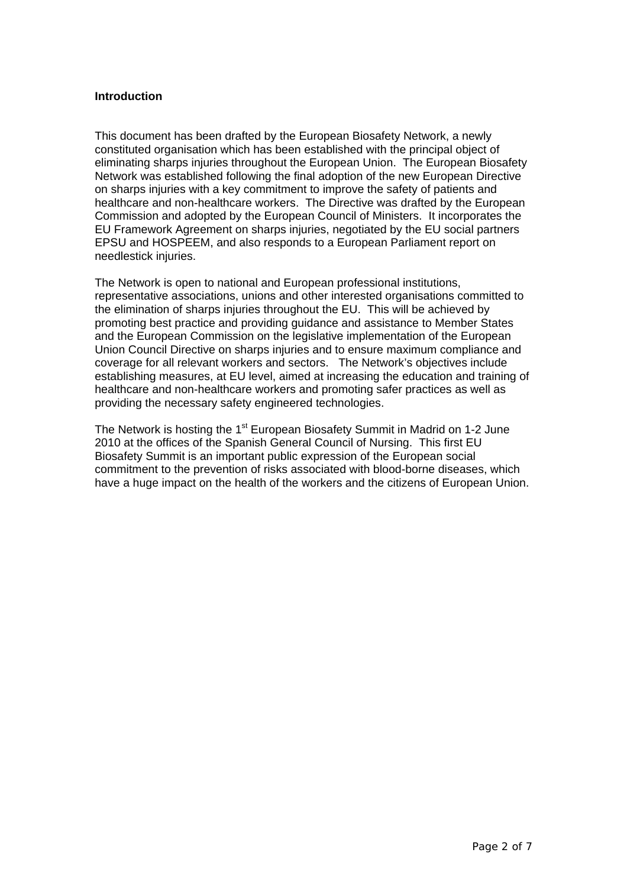## Introduction

This document has been drafted by the European Biosafety Network, a newly constituted organisation which has been established with the principal object of eliminating sharps injuries throughout the European Union. The European Biosafety Network was established following the final adoption of the new European Directive on sharps injuries with a key commitment to improve the safety of patients and healthcare and non-healthcare workers. The Directive was drafted by the European Commission and adopted by the European Council of Ministers. It incorporates the EU Framework Agreement on sharps injuries, negotiated by the EU social partners EPSU and HOSPEEM, and also responds to a European Parliament report on needlestick injuries.

The Network is open to national and European professional institutions, representative associations, unions and other interested organisations committed to the elimination of sharps injuries throughout the EU. This will be achieved by promoting best practice and providing guidance and assistance to Member States and the European Commission on the legislative implementation of the European Union Council Directive on sharps injuries and to ensure maximum compliance and coverage for all relevant workers and sectors. The Network's objectives include establishing measures, at EU level, aimed at increasing the education and training of healthcare and non-healthcare workers and promoting safer practices as well as providing the necessary safety engineered technologies.

The Network is hosting the 1st European Biosafety Summit in Madrid on 1-2 June 2010 at the offices of the Spanish General Council of Nursing. This first EU Biosafety Summit is an important public expression of the European social commitment to the prevention of risks associated with blood-borne diseases, which have a huge impact on the health of the workers and the citizens of European Union.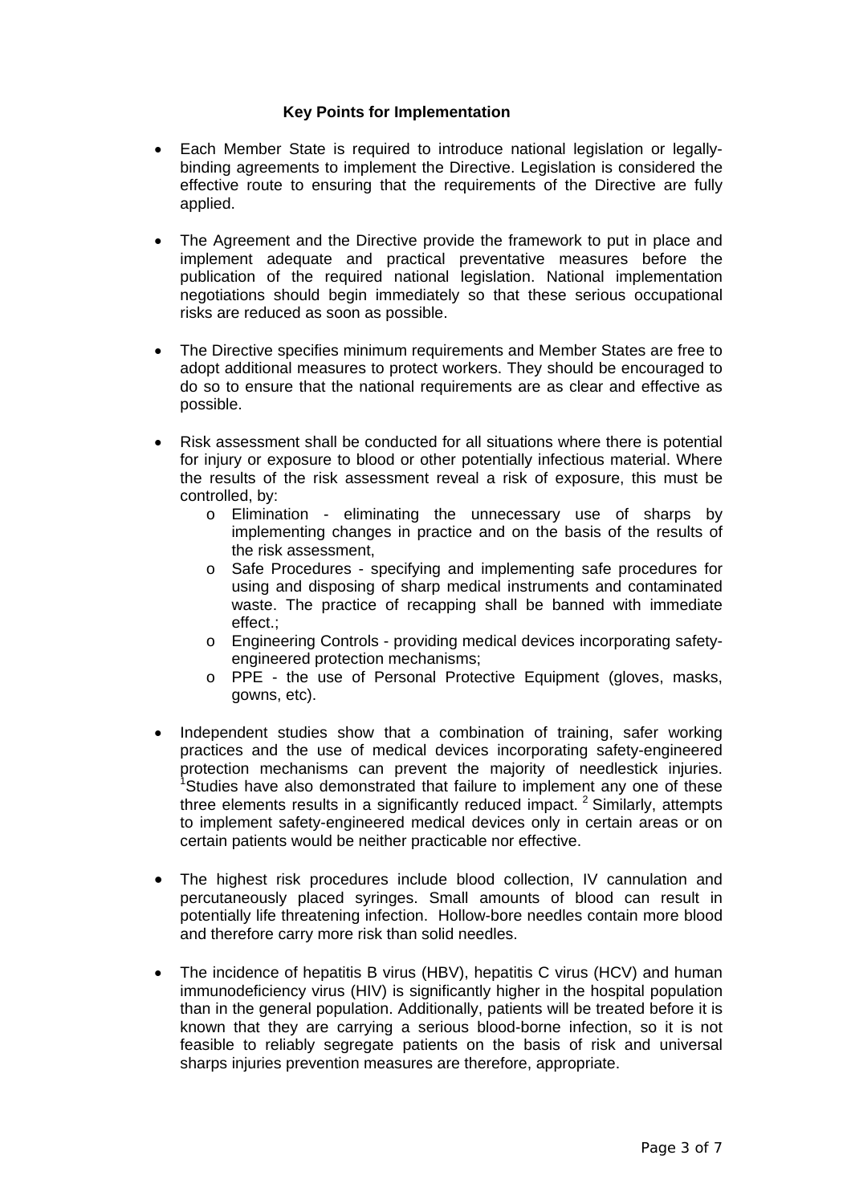## Key Points for Implementation

- Each Member State is required to introduce national legislation or legally-binding agreements to implement the Directive. Legislation is considered the effective route to ensuring that the requirements of the Directive are fully applied.

- The Agreement and the Directive provide the framework to put in place and implement adequate and practical preventative measures before the publication of the required national legislation. National implementation negotiations should begin immediately so that these serious occupational risks are reduced as soon as possible.

- The Directive specifies minimum requirements and Member States are free to adopt additional measures to protect workers. They should be encouraged to do so to ensure that the national requirements are as clear and effective as possible.

- Risk assessment shall be conducted for all situations where there is potential for injury or exposure to blood or other potentially infectious material. Where the results of the risk assessment reveal a risk of exposure, this must be controlled, by:
  - Elimination - eliminating the unnecessary use of sharps by implementing changes in practice and on the basis of the results of the risk assessment,
  - Safe Procedures - specifying and implementing safe procedures for using and disposing of sharp medical instruments and contaminated waste. The practice of recapping shall be banned with immediate effect.;
  - Engineering Controls - providing medical devices incorporating safety-engineered protection mechanisms;
  - PPE - the use of Personal Protective Equipment (gloves, masks, gowns, etc).

- Independent studies show that a combination of training, safer working practices and the use of medical devices incorporating safety-engineered protection mechanisms can prevent the majority of needlestick injuries. [1]Studies have also demonstrated that failure to implement any one of these three elements results in a significantly reduced impact. [2] Similarly, attempts to implement safety-engineered medical devices only in certain areas or on certain patients would be neither practicable nor effective.

- The highest risk procedures include blood collection, IV cannulation and percutaneously placed syringes. Small amounts of blood can result in potentially life threatening infection. Hollow-bore needles contain more blood and therefore carry more risk than solid needles.

- The incidence of hepatitis B virus (HBV), hepatitis C virus (HCV) and human immunodeficiency virus (HIV) is significantly higher in the hospital population than in the general population. Additionally, patients will be treated before it is known that they are carrying a serious blood-borne infection, so it is not feasible to reliably segregate patients on the basis of risk and universal sharps injuries prevention measures are therefore, appropriate.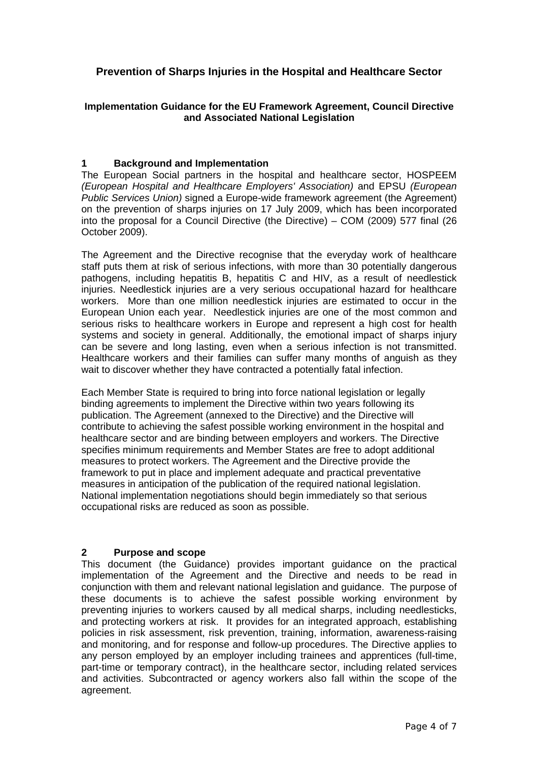# Prevention of Sharps Injuries in the Hospital and Healthcare Sector

## Implementation Guidance for the EU Framework Agreement, Council Directive and Associated National Legislation

### 1 Background and Implementation

The European Social partners in the hospital and healthcare sector, HOSPEEM *(European Hospital and Healthcare Employers' Association)* and EPSU *(European Public Services Union)* signed a Europe-wide framework agreement (the Agreement) on the prevention of sharps injuries on 17 July 2009, which has been incorporated into the proposal for a Council Directive (the Directive) – COM (2009) 577 final (26 October 2009).

The Agreement and the Directive recognise that the everyday work of healthcare staff puts them at risk of serious infections, with more than 30 potentially dangerous pathogens, including hepatitis B, hepatitis C and HIV, as a result of needlestick injuries. Needlestick injuries are a very serious occupational hazard for healthcare workers. More than one million needlestick injuries are estimated to occur in the European Union each year. Needlestick injuries are one of the most common and serious risks to healthcare workers in Europe and represent a high cost for health systems and society in general. Additionally, the emotional impact of sharps injury can be severe and long lasting, even when a serious infection is not transmitted. Healthcare workers and their families can suffer many months of anguish as they wait to discover whether they have contracted a potentially fatal infection.

Each Member State is required to bring into force national legislation or legally binding agreements to implement the Directive within two years following its publication. The Agreement (annexed to the Directive) and the Directive will contribute to achieving the safest possible working environment in the hospital and healthcare sector and are binding between employers and workers. The Directive specifies minimum requirements and Member States are free to adopt additional measures to protect workers. The Agreement and the Directive provide the framework to put in place and implement adequate and practical preventative measures in anticipation of the publication of the required national legislation. National implementation negotiations should begin immediately so that serious occupational risks are reduced as soon as possible.

### 2 Purpose and scope

This document (the Guidance) provides important guidance on the practical implementation of the Agreement and the Directive and needs to be read in conjunction with them and relevant national legislation and guidance. The purpose of these documents is to achieve the safest possible working environment by preventing injuries to workers caused by all medical sharps, including needlesticks, and protecting workers at risk. It provides for an integrated approach, establishing policies in risk assessment, risk prevention, training, information, awareness-raising and monitoring, and for response and follow-up procedures. The Directive applies to any person employed by an employer including trainees and apprentices (full-time, part-time or temporary contract), in the healthcare sector, including related services and activities. Subcontracted or agency workers also fall within the scope of the agreement.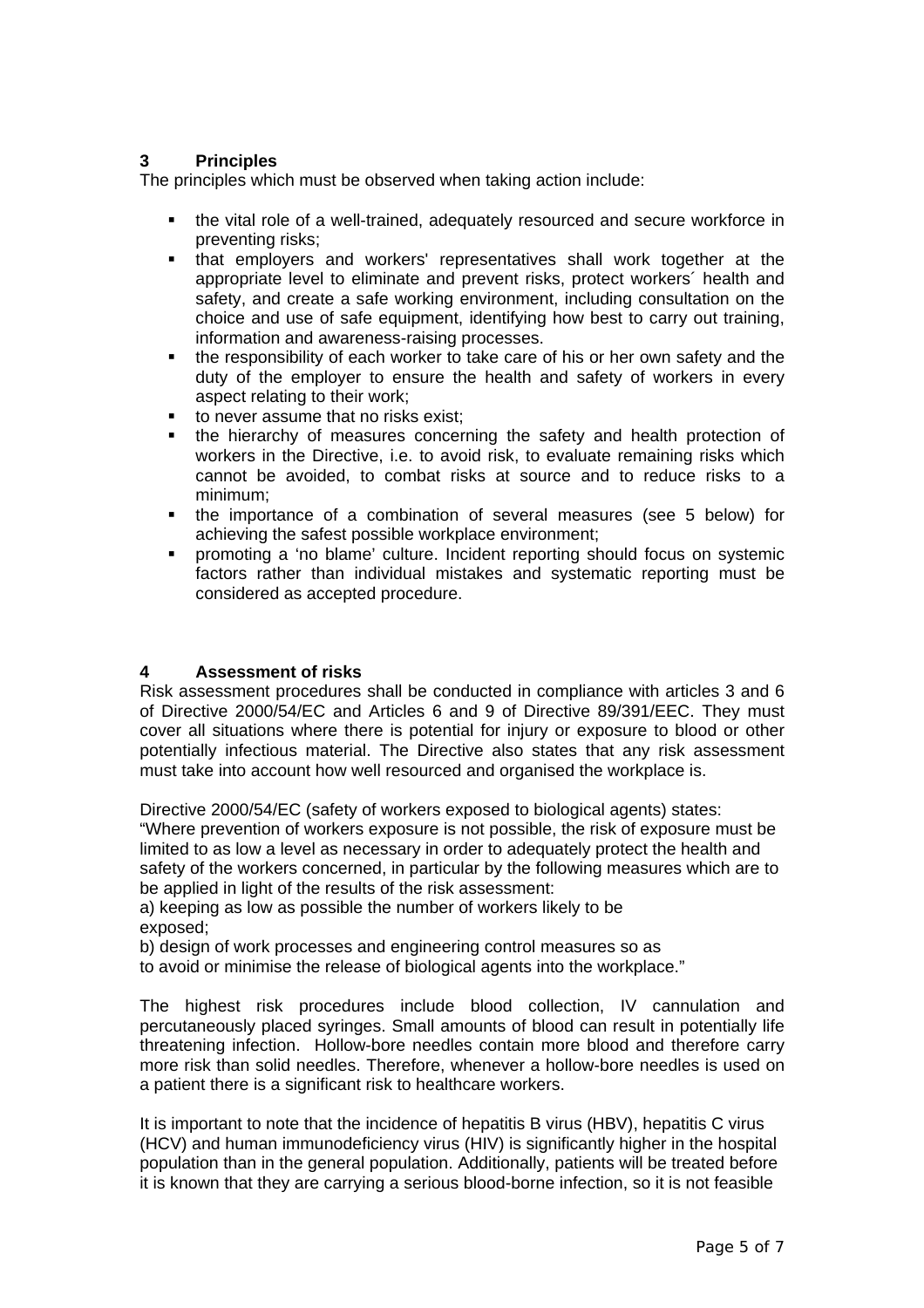## 3 Principles

The principles which must be observed when taking action include:

- the vital role of a well-trained, adequately resourced and secure workforce in preventing risks;
- that employers and workers' representatives shall work together at the appropriate level to eliminate and prevent risks, protect workers´ health and safety, and create a safe working environment, including consultation on the choice and use of safe equipment, identifying how best to carry out training, information and awareness-raising processes.
- the responsibility of each worker to take care of his or her own safety and the duty of the employer to ensure the health and safety of workers in every aspect relating to their work;
- to never assume that no risks exist;
- the hierarchy of measures concerning the safety and health protection of workers in the Directive, i.e. to avoid risk, to evaluate remaining risks which cannot be avoided, to combat risks at source and to reduce risks to a minimum;
- the importance of a combination of several measures (see 5 below) for achieving the safest possible workplace environment;
- promoting a 'no blame' culture. Incident reporting should focus on systemic factors rather than individual mistakes and systematic reporting must be considered as accepted procedure.

## 4 Assessment of risks

Risk assessment procedures shall be conducted in compliance with articles 3 and 6 of Directive 2000/54/EC and Articles 6 and 9 of Directive 89/391/EEC. They must cover all situations where there is potential for injury or exposure to blood or other potentially infectious material. The Directive also states that any risk assessment must take into account how well resourced and organised the workplace is.

Directive 2000/54/EC (safety of workers exposed to biological agents) states:
"Where prevention of workers exposure is not possible, the risk of exposure must be limited to as low a level as necessary in order to adequately protect the health and safety of the workers concerned, in particular by the following measures which are to be applied in light of the results of the risk assessment:
a) keeping as low as possible the number of workers likely to be exposed;
b) design of work processes and engineering control measures so as to avoid or minimise the release of biological agents into the workplace."

The highest risk procedures include blood collection, IV cannulation and percutaneously placed syringes. Small amounts of blood can result in potentially life threatening infection. Hollow-bore needles contain more blood and therefore carry more risk than solid needles. Therefore, whenever a hollow-bore needles is used on a patient there is a significant risk to healthcare workers.

It is important to note that the incidence of hepatitis B virus (HBV), hepatitis C virus (HCV) and human immunodeficiency virus (HIV) is significantly higher in the hospital population than in the general population. Additionally, patients will be treated before it is known that they are carrying a serious blood-borne infection, so it is not feasible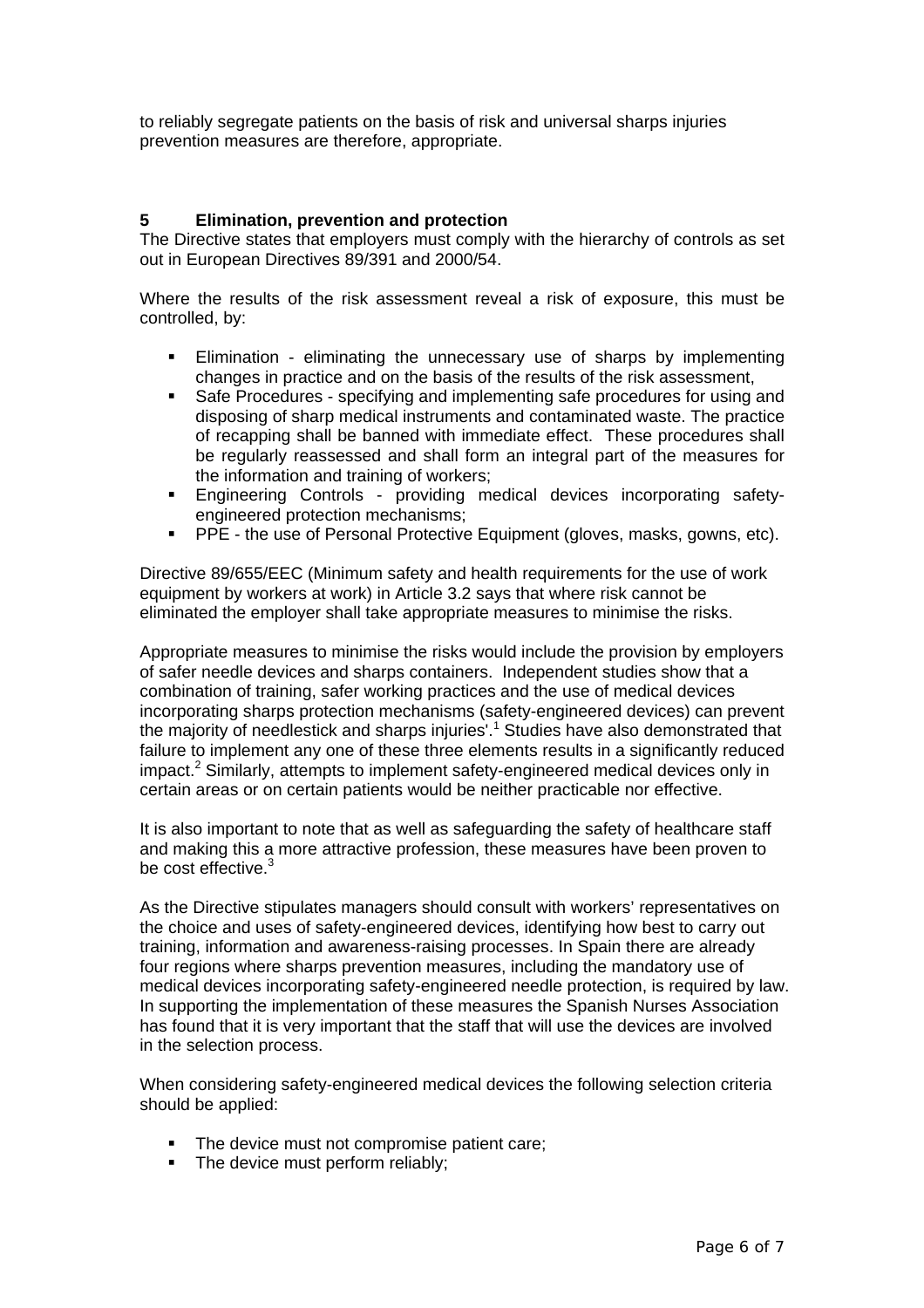to reliably segregate patients on the basis of risk and universal sharps injuries prevention measures are therefore, appropriate.

## 5 Elimination, prevention and protection

The Directive states that employers must comply with the hierarchy of controls as set out in European Directives 89/391 and 2000/54.

Where the results of the risk assessment reveal a risk of exposure, this must be controlled, by:

- Elimination - eliminating the unnecessary use of sharps by implementing changes in practice and on the basis of the results of the risk assessment,
- Safe Procedures - specifying and implementing safe procedures for using and disposing of sharp medical instruments and contaminated waste. The practice of recapping shall be banned with immediate effect. These procedures shall be regularly reassessed and shall form an integral part of the measures for the information and training of workers;
- Engineering Controls - providing medical devices incorporating safety-engineered protection mechanisms;
- PPE - the use of Personal Protective Equipment (gloves, masks, gowns, etc).

Directive 89/655/EEC (Minimum safety and health requirements for the use of work equipment by workers at work) in Article 3.2 says that where risk cannot be eliminated the employer shall take appropriate measures to minimise the risks.

Appropriate measures to minimise the risks would include the provision by employers of safer needle devices and sharps containers. Independent studies show that a combination of training, safer working practices and the use of medical devices incorporating sharps protection mechanisms (safety-engineered devices) can prevent the majority of needlestick and sharps injuries'.[1] Studies have also demonstrated that failure to implement any one of these three elements results in a significantly reduced impact.[2] Similarly, attempts to implement safety-engineered medical devices only in certain areas or on certain patients would be neither practicable nor effective.

It is also important to note that as well as safeguarding the safety of healthcare staff and making this a more attractive profession, these measures have been proven to be cost effective.[3]

As the Directive stipulates managers should consult with workers' representatives on the choice and uses of safety-engineered devices, identifying how best to carry out training, information and awareness-raising processes. In Spain there are already four regions where sharps prevention measures, including the mandatory use of medical devices incorporating safety-engineered needle protection, is required by law. In supporting the implementation of these measures the Spanish Nurses Association has found that it is very important that the staff that will use the devices are involved in the selection process.

When considering safety-engineered medical devices the following selection criteria should be applied:

- The device must not compromise patient care;
- The device must perform reliably;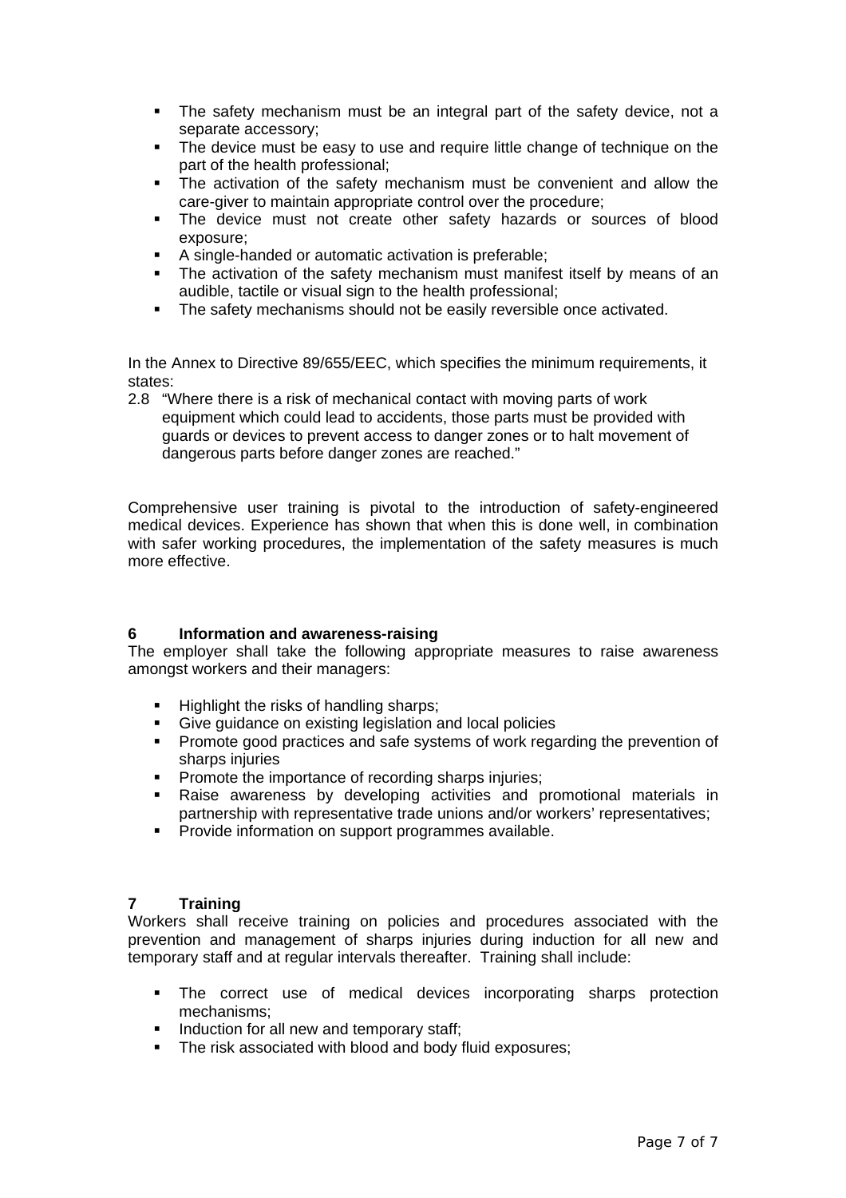- The safety mechanism must be an integral part of the safety device, not a separate accessory;
- The device must be easy to use and require little change of technique on the part of the health professional;
- The activation of the safety mechanism must be convenient and allow the care-giver to maintain appropriate control over the procedure;
- The device must not create other safety hazards or sources of blood exposure;
- A single-handed or automatic activation is preferable;
- The activation of the safety mechanism must manifest itself by means of an audible, tactile or visual sign to the health professional;
- The safety mechanisms should not be easily reversible once activated.

In the Annex to Directive 89/655/EEC, which specifies the minimum requirements, it states:

2.8 "Where there is a risk of mechanical contact with moving parts of work equipment which could lead to accidents, those parts must be provided with guards or devices to prevent access to danger zones or to halt movement of dangerous parts before danger zones are reached."

Comprehensive user training is pivotal to the introduction of safety-engineered medical devices. Experience has shown that when this is done well, in combination with safer working procedures, the implementation of the safety measures is much more effective.

## 6 Information and awareness-raising

The employer shall take the following appropriate measures to raise awareness amongst workers and their managers:

- Highlight the risks of handling sharps;
- Give guidance on existing legislation and local policies
- Promote good practices and safe systems of work regarding the prevention of sharps injuries
- Promote the importance of recording sharps injuries;
- Raise awareness by developing activities and promotional materials in partnership with representative trade unions and/or workers' representatives;
- Provide information on support programmes available.

## 7 Training

Workers shall receive training on policies and procedures associated with the prevention and management of sharps injuries during induction for all new and temporary staff and at regular intervals thereafter. Training shall include:

- The correct use of medical devices incorporating sharps protection mechanisms;
- Induction for all new and temporary staff;
- The risk associated with blood and body fluid exposures;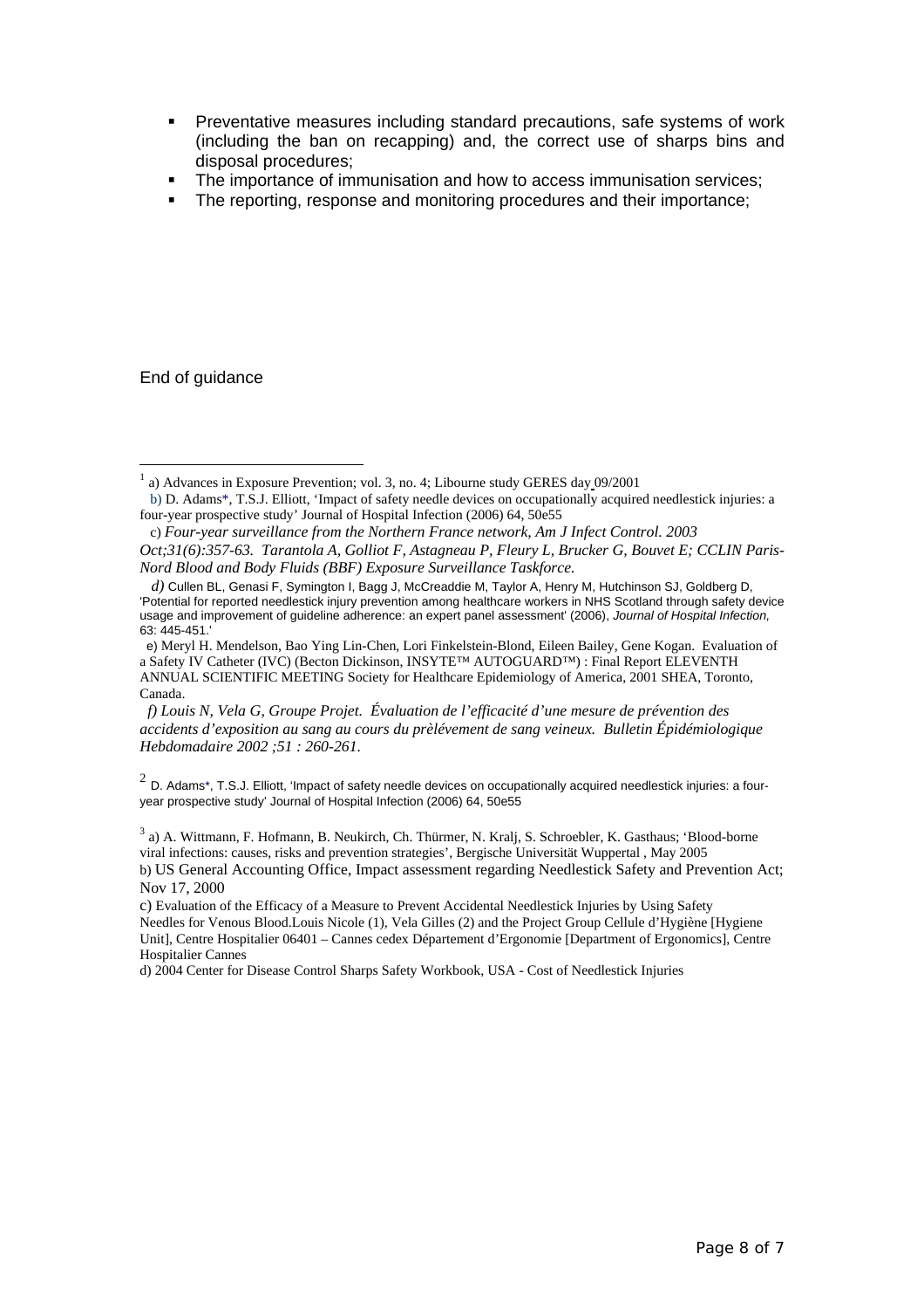- Preventative measures including standard precautions, safe systems of work (including the ban on recapping) and, the correct use of sharps bins and disposal procedures;
- The importance of immunisation and how to access immunisation services;
- The reporting, response and monitoring procedures and their importance;

End of guidance

---

[1] a) Advances in Exposure Prevention; vol. 3, no. 4; Libourne study GERES day 09/2001

b) D. Adams*, T.S.J. Elliott, 'Impact of safety needle devices on occupationally acquired needlestick injuries: a four-year prospective study' Journal of Hospital Infection (2006) 64, 50e55

c) *Four-year surveillance from the Northern France network, Am J Infect Control. 2003 Oct;31(6):357-63. Tarantola A, Golliot F, Astagneau P, Fleury L, Brucker G, Bouvet E; CCLIN Paris-Nord Blood and Body Fluids (BBF) Exposure Surveillance Taskforce.*

*d)* Cullen BL, Genasi F, Symington I, Bagg J, McCreaddie M, Taylor A, Henry M, Hutchinson SJ, Goldberg D, 'Potential for reported needlestick injury prevention among healthcare workers in NHS Scotland through safety device usage and improvement of guideline adherence: an expert panel assessment' (2006), *Journal of Hospital Infection,* 63: 445-451.'

e) Meryl H. Mendelson, Bao Ying Lin-Chen, Lori Finkelstein-Blond, Eileen Bailey, Gene Kogan. Evaluation of a Safety IV Catheter (IVC) (Becton Dickinson, INSYTE™ AUTOGUARD™) : Final Report ELEVENTH ANNUAL SCIENTIFIC MEETING Society for Healthcare Epidemiology of America, 2001 SHEA, Toronto, Canada.

*f) Louis N, Vela G, Groupe Projet. Évaluation de l'efficacité d'une mesure de prévention des accidents d'exposition au sang au cours du prèlévement de sang veineux. Bulletin Épidémiologique Hebdomadaire 2002 ;51 : 260-261.*

[2] D. Adams*, T.S.J. Elliott, 'Impact of safety needle devices on occupationally acquired needlestick injuries: a four-year prospective study' Journal of Hospital Infection (2006) 64, 50e55

[3] a) A. Wittmann, F. Hofmann, B. Neukirch, Ch. Thürmer, N. Kralj, S. Schroebler, K. Gasthaus; 'Blood-borne viral infections: causes, risks and prevention strategies', Bergische Universität Wuppertal , May 2005

b) US General Accounting Office, Impact assessment regarding Needlestick Safety and Prevention Act; Nov 17, 2000

c) Evaluation of the Efficacy of a Measure to Prevent Accidental Needlestick Injuries by Using Safety Needles for Venous Blood.Louis Nicole (1), Vela Gilles (2) and the Project Group Cellule d'Hygiène [Hygiene Unit], Centre Hospitalier 06401 – Cannes cedex Département d'Ergonomie [Department of Ergonomics], Centre Hospitalier Cannes

d) 2004 Center for Disease Control Sharps Safety Workbook, USA - Cost of Needlestick Injuries